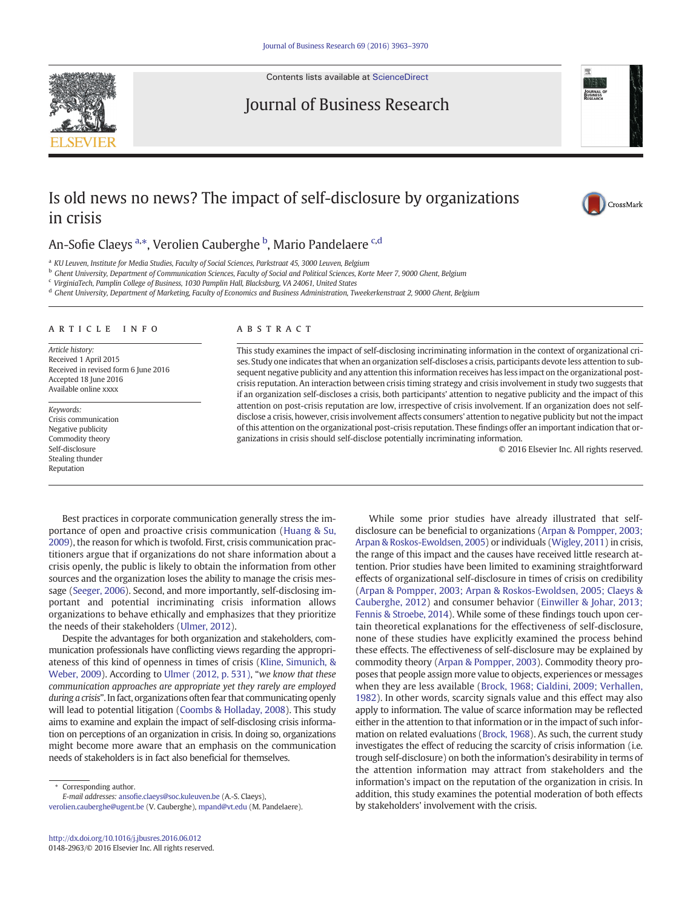# Is old news no news? The impact of self-disclosure by organizations in crisis

An-Sofie Claeys [a,*], Verolien Cauberghe [b], Mario Pandelaere [c,d]

[a] KU Leuven, Institute for Media Studies, Faculty of Social Sciences, Parkstraat 45, 3000 Leuven, Belgium

[b] Ghent University, Department of Communication Sciences, Faculty of Social and Political Sciences, Korte Meer 7, 9000 Ghent, Belgium

[c] VirginiaTech, Pamplin College of Business, 1030 Pamplin Hall, Blacksburg, VA 24061, United States

[d] Ghent University, Department of Marketing, Faculty of Economics and Business Administration, Tweekerkenstraat 2, 9000 Ghent, Belgium

## ARTICLE INFO

*Article history:*
Received 1 April 2015
Received in revised form 6 June 2016
Accepted 18 June 2016
Available online xxxx

*Keywords:*
Crisis communication
Negative publicity
Commodity theory
Self-disclosure
Stealing thunder
Reputation

## ABSTRACT

This study examines the impact of self-disclosing incriminating information in the context of organizational crises. Study one indicates that when an organization self-discloses a crisis, participants devote less attention to subsequent negative publicity and any attention this information receives has less impact on the organizational post-crisis reputation. An interaction between crisis timing strategy and crisis involvement in study two suggests that if an organization self-discloses a crisis, both participants' attention to negative publicity and the impact of this attention on post-crisis reputation are low, irrespective of crisis involvement. If an organization does not self-disclose a crisis, however, crisis involvement affects consumers' attention to negative publicity but not the impact of this attention on the organizational post-crisis reputation. These findings offer an important indication that organizations in crisis should self-disclose potentially incriminating information.

© 2016 Elsevier Inc. All rights reserved.

Best practices in corporate communication generally stress the importance of open and proactive crisis communication (Huang & Su, 2009), the reason for which is twofold. First, crisis communication practitioners argue that if organizations do not share information about a crisis openly, the public is likely to obtain the information from other sources and the organization loses the ability to manage the crisis message (Seeger, 2006). Second, and more importantly, self-disclosing important and potential incriminating crisis information allows organizations to behave ethically and emphasizes that they prioritize the needs of their stakeholders (Ulmer, 2012).

Despite the advantages for both organization and stakeholders, communication professionals have conflicting views regarding the appropriateness of this kind of openness in times of crisis (Kline, Simunich, & Weber, 2009). According to Ulmer (2012, p. 531), "*we know that these communication approaches are appropriate yet they rarely are employed during a crisis*". In fact, organizations often fear that communicating openly will lead to potential litigation (Coombs & Holladay, 2008). This study aims to examine and explain the impact of self-disclosing crisis information on perceptions of an organization in crisis. In doing so, organizations might become more aware that an emphasis on the communication needs of stakeholders is in fact also beneficial for themselves.

While some prior studies have already illustrated that self-disclosure can be beneficial to organizations (Arpan & Pompper, 2003; Arpan & Roskos-Ewoldsen, 2005) or individuals (Wigley, 2011) in crisis, the range of this impact and the causes have received little research attention. Prior studies have been limited to examining straightforward effects of organizational self-disclosure in times of crisis on credibility (Arpan & Pompper, 2003; Arpan & Roskos-Ewoldsen, 2005; Claeys & Cauberghe, 2012) and consumer behavior (Einwiller & Johar, 2013; Fennis & Stroebe, 2014). While some of these findings touch upon certain theoretical explanations for the effectiveness of self-disclosure, none of these studies have explicitly examined the process behind these effects. The effectiveness of self-disclosure may be explained by commodity theory (Arpan & Pompper, 2003). Commodity theory proposes that people assign more value to objects, experiences or messages when they are less available (Brock, 1968; Cialdini, 2009; Verhallen, 1982). In other words, scarcity signals value and this effect may also apply to information. The value of scarce information may be reflected either in the attention to that information or in the impact of such information on related evaluations (Brock, 1968). As such, the current study investigates the effect of reducing the scarcity of crisis information (i.e. trough self-disclosure) on both the information's desirability in terms of the attention information may attract from stakeholders and the information's impact on the reputation of the organization in crisis. In addition, this study examines the potential moderation of both effects by stakeholders' involvement with the crisis.

\* Corresponding author.
*E-mail addresses:* ansofie.claeys@soc.kuleuven.be (A.-S. Claeys), verolien.cauberghe@ugent.be (V. Cauberghe), mpand@vt.edu (M. Pandelaere).

http://dx.doi.org/10.1016/j.jbusres.2016.06.012
0148-2963/© 2016 Elsevier Inc. All rights reserved.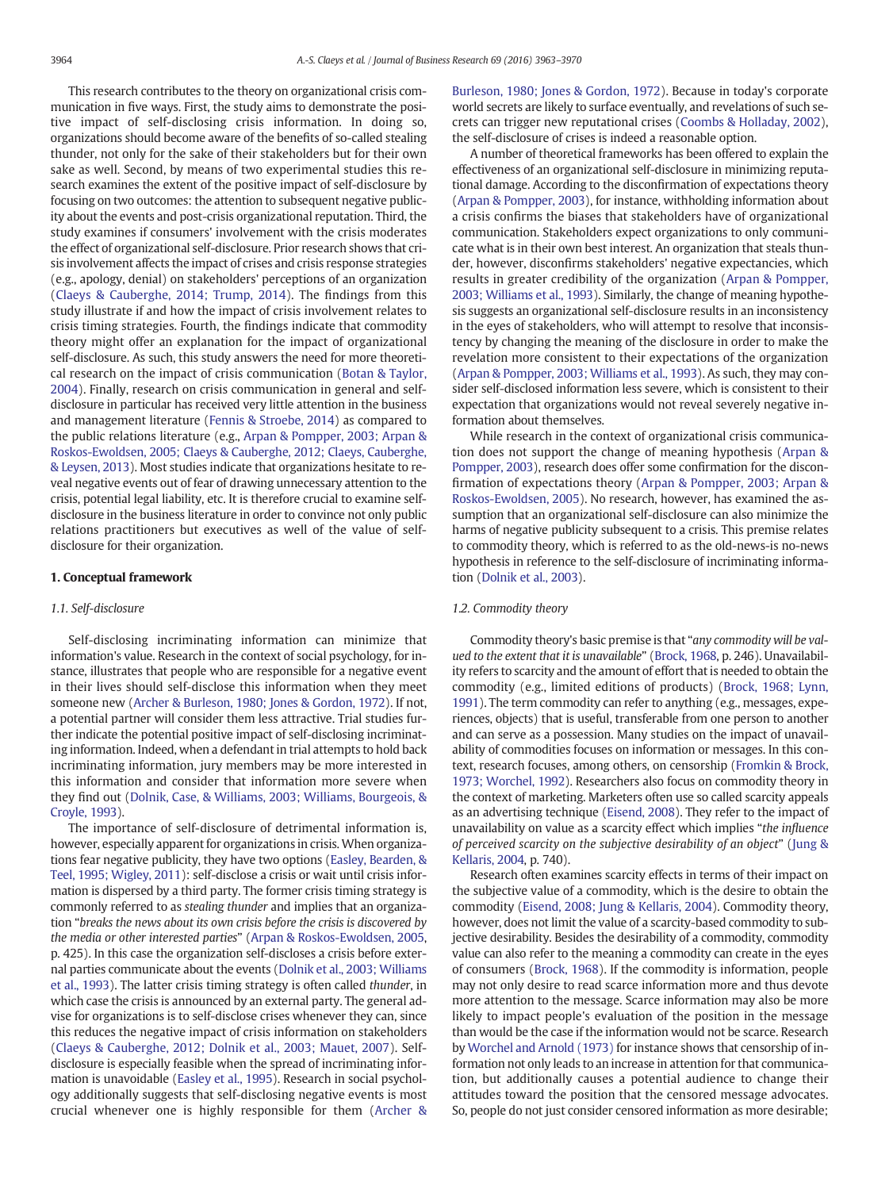This research contributes to the theory on organizational crisis communication in five ways. First, the study aims to demonstrate the positive impact of self-disclosing crisis information. In doing so, organizations should become aware of the benefits of so-called stealing thunder, not only for the sake of their stakeholders but for their own sake as well. Second, by means of two experimental studies this research examines the extent of the positive impact of self-disclosure by focusing on two outcomes: the attention to subsequent negative publicity about the events and post-crisis organizational reputation. Third, the study examines if consumers' involvement with the crisis moderates the effect of organizational self-disclosure. Prior research shows that crisis involvement affects the impact of crises and crisis response strategies (e.g., apology, denial) on stakeholders' perceptions of an organization (Claeys & Cauberghe, 2014; Trump, 2014). The findings from this study illustrate if and how the impact of crisis involvement relates to crisis timing strategies. Fourth, the findings indicate that commodity theory might offer an explanation for the impact of organizational self-disclosure. As such, this study answers the need for more theoretical research on the impact of crisis communication (Botan & Taylor, 2004). Finally, research on crisis communication in general and self-disclosure in particular has received very little attention in the business and management literature (Fennis & Stroebe, 2014) as compared to the public relations literature (e.g., Arpan & Pompper, 2003; Arpan & Roskos-Ewoldsen, 2005; Claeys & Cauberghe, 2012; Claeys, Cauberghe, & Leysen, 2013). Most studies indicate that organizations hesitate to reveal negative events out of fear of drawing unnecessary attention to the crisis, potential legal liability, etc. It is therefore crucial to examine self-disclosure in the business literature in order to convince not only public relations practitioners but executives as well of the value of self-disclosure for their organization.

## 1. Conceptual framework

### 1.1. Self-disclosure

Self-disclosing incriminating information can minimize that information's value. Research in the context of social psychology, for instance, illustrates that people who are responsible for a negative event in their lives should self-disclose this information when they meet someone new (Archer & Burleson, 1980; Jones & Gordon, 1972). If not, a potential partner will consider them less attractive. Trial studies further indicate the potential positive impact of self-disclosing incriminating information. Indeed, when a defendant in trial attempts to hold back incriminating information, jury members may be more interested in this information and consider that information more severe when they find out (Dolnik, Case, & Williams, 2003; Williams, Bourgeois, & Croyle, 1993).

The importance of self-disclosure of detrimental information is, however, especially apparent for organizations in crisis. When organizations fear negative publicity, they have two options (Easley, Bearden, & Teel, 1995; Wigley, 2011): self-disclose a crisis or wait until crisis information is dispersed by a third party. The former crisis timing strategy is commonly referred to as *stealing thunder* and implies that an organization "*breaks the news about its own crisis before the crisis is discovered by the media or other interested parties*" (Arpan & Roskos-Ewoldsen, 2005, p. 425). In this case the organization self-discloses a crisis before external parties communicate about the events (Dolnik et al., 2003; Williams et al., 1993). The latter crisis timing strategy is often called *thunder*, in which case the crisis is announced by an external party. The general advise for organizations is to self-disclose crises whenever they can, since this reduces the negative impact of crisis information on stakeholders (Claeys & Cauberghe, 2012; Dolnik et al., 2003; Mauet, 2007). Self-disclosure is especially feasible when the spread of incriminating information is unavoidable (Easley et al., 1995). Research in social psychology additionally suggests that self-disclosing negative events is most crucial whenever one is highly responsible for them (Archer & Burleson, 1980; Jones & Gordon, 1972). Because in today's corporate world secrets are likely to surface eventually, and revelations of such secrets can trigger new reputational crises (Coombs & Holladay, 2002), the self-disclosure of crises is indeed a reasonable option.

A number of theoretical frameworks has been offered to explain the effectiveness of an organizational self-disclosure in minimizing reputational damage. According to the disconfirmation of expectations theory (Arpan & Pompper, 2003), for instance, withholding information about a crisis confirms the biases that stakeholders have of organizational communication. Stakeholders expect organizations to only communicate what is in their own best interest. An organization that steals thunder, however, disconfirms stakeholders' negative expectancies, which results in greater credibility of the organization (Arpan & Pompper, 2003; Williams et al., 1993). Similarly, the change of meaning hypothesis suggests an organizational self-disclosure results in an inconsistency in the eyes of stakeholders, who will attempt to resolve that inconsistency by changing the meaning of the disclosure in order to make the revelation more consistent to their expectations of the organization (Arpan & Pompper, 2003; Williams et al., 1993). As such, they may consider self-disclosed information less severe, which is consistent to their expectation that organizations would not reveal severely negative information about themselves.

While research in the context of organizational crisis communication does not support the change of meaning hypothesis (Arpan & Pompper, 2003), research does offer some confirmation for the disconfirmation of expectations theory (Arpan & Pompper, 2003; Arpan & Roskos-Ewoldsen, 2005). No research, however, has examined the assumption that an organizational self-disclosure can also minimize the harms of negative publicity subsequent to a crisis. This premise relates to commodity theory, which is referred to as the old-news-is no-news hypothesis in reference to the self-disclosure of incriminating information (Dolnik et al., 2003).

### 1.2. Commodity theory

Commodity theory's basic premise is that "*any commodity will be valued to the extent that it is unavailable*" (Brock, 1968, p. 246). Unavailability refers to scarcity and the amount of effort that is needed to obtain the commodity (e.g., limited editions of products) (Brock, 1968; Lynn, 1991). The term commodity can refer to anything (e.g., messages, experiences, objects) that is useful, transferable from one person to another and can serve as a possession. Many studies on the impact of unavailability of commodities focuses on information or messages. In this context, research focuses, among others, on censorship (Fromkin & Brock, 1973; Worchel, 1992). Researchers also focus on commodity theory in the context of marketing. Marketers often use so called scarcity appeals as an advertising technique (Eisend, 2008). They refer to the impact of unavailability on value as a scarcity effect which implies "*the influence of perceived scarcity on the subjective desirability of an object*" (Jung & Kellaris, 2004, p. 740).

Research often examines scarcity effects in terms of their impact on the subjective value of a commodity, which is the desire to obtain the commodity (Eisend, 2008; Jung & Kellaris, 2004). Commodity theory, however, does not limit the value of a scarcity-based commodity to subjective desirability. Besides the desirability of a commodity, commodity value can also refer to the meaning a commodity can create in the eyes of consumers (Brock, 1968). If the commodity is information, people may not only desire to read scarce information more and thus devote more attention to the message. Scarce information may also be more likely to impact people's evaluation of the position in the message than would be the case if the information would not be scarce. Research by Worchel and Arnold (1973) for instance shows that censorship of information not only leads to an increase in attention for that communication, but additionally causes a potential audience to change their attitudes toward the position that the censored message advocates. So, people do not just consider censored information as more desirable;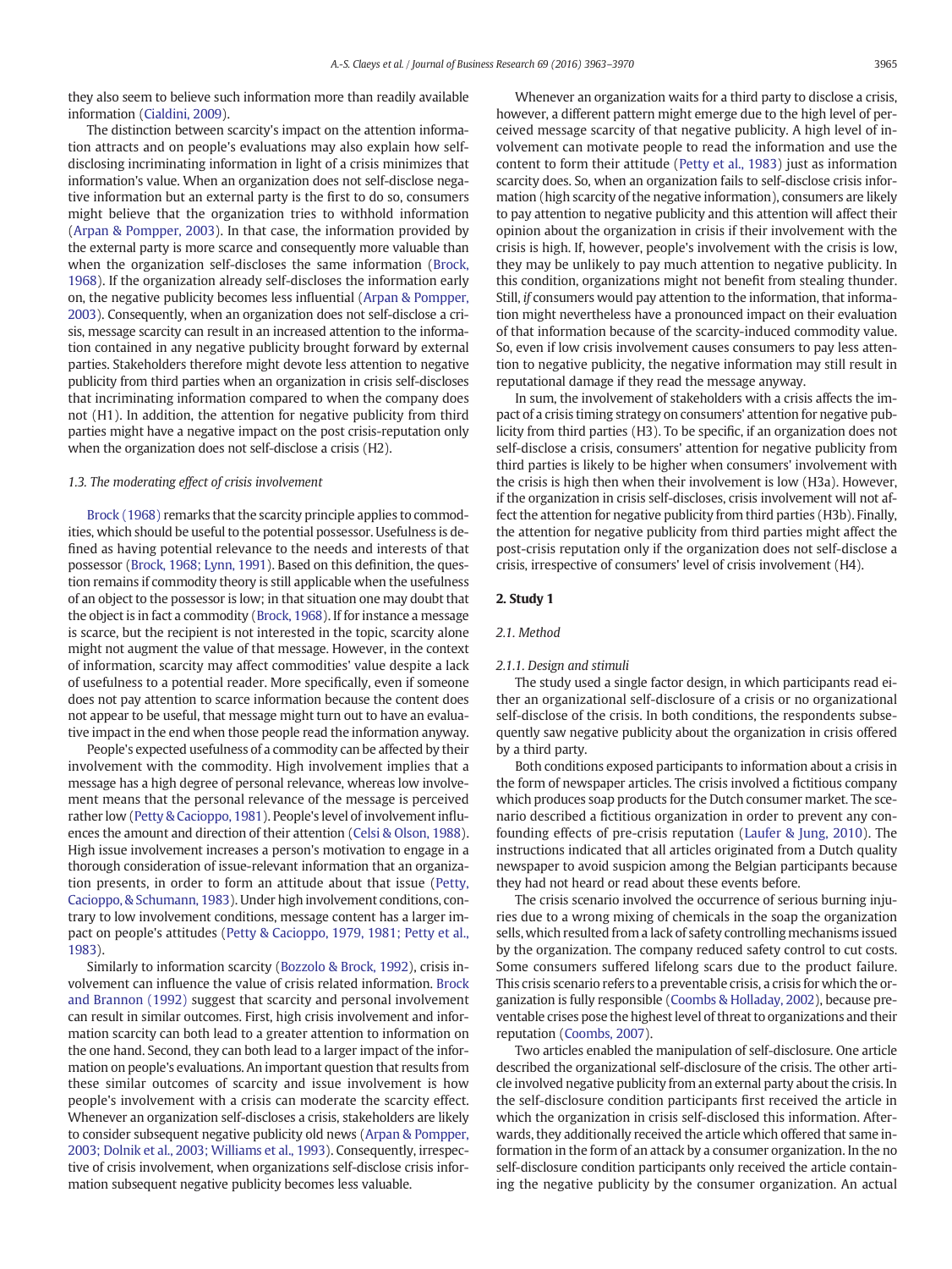they also seem to believe such information more than readily available information (Cialdini, 2009).

The distinction between scarcity's impact on the attention information attracts and on people's evaluations may also explain how self-disclosing incriminating information in light of a crisis minimizes that information's value. When an organization does not self-disclose negative information but an external party is the first to do so, consumers might believe that the organization tries to withhold information (Arpan & Pompper, 2003). In that case, the information provided by the external party is more scarce and consequently more valuable than when the organization self-discloses the same information (Brock, 1968). If the organization already self-discloses the information early on, the negative publicity becomes less influential (Arpan & Pompper, 2003). Consequently, when an organization does not self-disclose a crisis, message scarcity can result in an increased attention to the information contained in any negative publicity brought forward by external parties. Stakeholders therefore might devote less attention to negative publicity from third parties when an organization in crisis self-discloses that incriminating information compared to when the company does not (H1). In addition, the attention for negative publicity from third parties might have a negative impact on the post crisis-reputation only when the organization does not self-disclose a crisis (H2).

### 1.3. The moderating effect of crisis involvement

Brock (1968) remarks that the scarcity principle applies to commodities, which should be useful to the potential possessor. Usefulness is defined as having potential relevance to the needs and interests of that possessor (Brock, 1968; Lynn, 1991). Based on this definition, the question remains if commodity theory is still applicable when the usefulness of an object to the possessor is low; in that situation one may doubt that the object is in fact a commodity (Brock, 1968). If for instance a message is scarce, but the recipient is not interested in the topic, scarcity alone might not augment the value of that message. However, in the context of information, scarcity may affect commodities' value despite a lack of usefulness to a potential reader. More specifically, even if someone does not pay attention to scarce information because the content does not appear to be useful, that message might turn out to have an evaluative impact in the end when those people read the information anyway.

People's expected usefulness of a commodity can be affected by their involvement with the commodity. High involvement implies that a message has a high degree of personal relevance, whereas low involvement means that the personal relevance of the message is perceived rather low (Petty & Cacioppo, 1981). People's level of involvement influences the amount and direction of their attention (Celsi & Olson, 1988). High issue involvement increases a person's motivation to engage in a thorough consideration of issue-relevant information that an organization presents, in order to form an attitude about that issue (Petty, Cacioppo, & Schumann, 1983). Under high involvement conditions, contrary to low involvement conditions, message content has a larger impact on people's attitudes (Petty & Cacioppo, 1979, 1981; Petty et al., 1983).

Similarly to information scarcity (Bozzolo & Brock, 1992), crisis involvement can influence the value of crisis related information. Brock and Brannon (1992) suggest that scarcity and personal involvement can result in similar outcomes. First, high crisis involvement and information scarcity can both lead to a greater attention to information on the one hand. Second, they can both lead to a larger impact of the information on people's evaluations. An important question that results from these similar outcomes of scarcity and issue involvement is how people's involvement with a crisis can moderate the scarcity effect. Whenever an organization self-discloses a crisis, stakeholders are likely to consider subsequent negative publicity old news (Arpan & Pompper, 2003; Dolnik et al., 2003; Williams et al., 1993). Consequently, irrespective of crisis involvement, when organizations self-disclose crisis information subsequent negative publicity becomes less valuable.

Whenever an organization waits for a third party to disclose a crisis, however, a different pattern might emerge due to the high level of perceived message scarcity of that negative publicity. A high level of involvement can motivate people to read the information and use the content to form their attitude (Petty et al., 1983) just as information scarcity does. So, when an organization fails to self-disclose crisis information (high scarcity of the negative information), consumers are likely to pay attention to negative publicity and this attention will affect their opinion about the organization in crisis if their involvement with the crisis is high. If, however, people's involvement with the crisis is low, they may be unlikely to pay much attention to negative publicity. In this condition, organizations might not benefit from stealing thunder. Still, *if* consumers would pay attention to the information, that information might nevertheless have a pronounced impact on their evaluation of that information because of the scarcity-induced commodity value. So, even if low crisis involvement causes consumers to pay less attention to negative publicity, the negative information may still result in reputational damage if they read the message anyway.

In sum, the involvement of stakeholders with a crisis affects the impact of a crisis timing strategy on consumers' attention for negative publicity from third parties (H3). To be specific, if an organization does not self-disclose a crisis, consumers' attention for negative publicity from third parties is likely to be higher when consumers' involvement with the crisis is high then when their involvement is low (H3a). However, if the organization in crisis self-discloses, crisis involvement will not affect the attention for negative publicity from third parties (H3b). Finally, the attention for negative publicity from third parties might affect the post-crisis reputation only if the organization does not self-disclose a crisis, irrespective of consumers' level of crisis involvement (H4).

## 2. Study 1

### 2.1. Method

#### 2.1.1. Design and stimuli

The study used a single factor design, in which participants read either an organizational self-disclosure of a crisis or no organizational self-disclose of the crisis. In both conditions, the respondents subsequently saw negative publicity about the organization in crisis offered by a third party.

Both conditions exposed participants to information about a crisis in the form of newspaper articles. The crisis involved a fictitious company which produces soap products for the Dutch consumer market. The scenario described a fictitious organization in order to prevent any confounding effects of pre-crisis reputation (Laufer & Jung, 2010). The instructions indicated that all articles originated from a Dutch quality newspaper to avoid suspicion among the Belgian participants because they had not heard or read about these events before.

The crisis scenario involved the occurrence of serious burning injuries due to a wrong mixing of chemicals in the soap the organization sells, which resulted from a lack of safety controlling mechanisms issued by the organization. The company reduced safety control to cut costs. Some consumers suffered lifelong scars due to the product failure. This crisis scenario refers to a preventable crisis, a crisis for which the organization is fully responsible (Coombs & Holladay, 2002), because preventable crises pose the highest level of threat to organizations and their reputation (Coombs, 2007).

Two articles enabled the manipulation of self-disclosure. One article described the organizational self-disclosure of the crisis. The other article involved negative publicity from an external party about the crisis. In the self-disclosure condition participants first received the article in which the organization in crisis self-disclosed this information. Afterwards, they additionally received the article which offered that same information in the form of an attack by a consumer organization. In the no self-disclosure condition participants only received the article containing the negative publicity by the consumer organization. An actual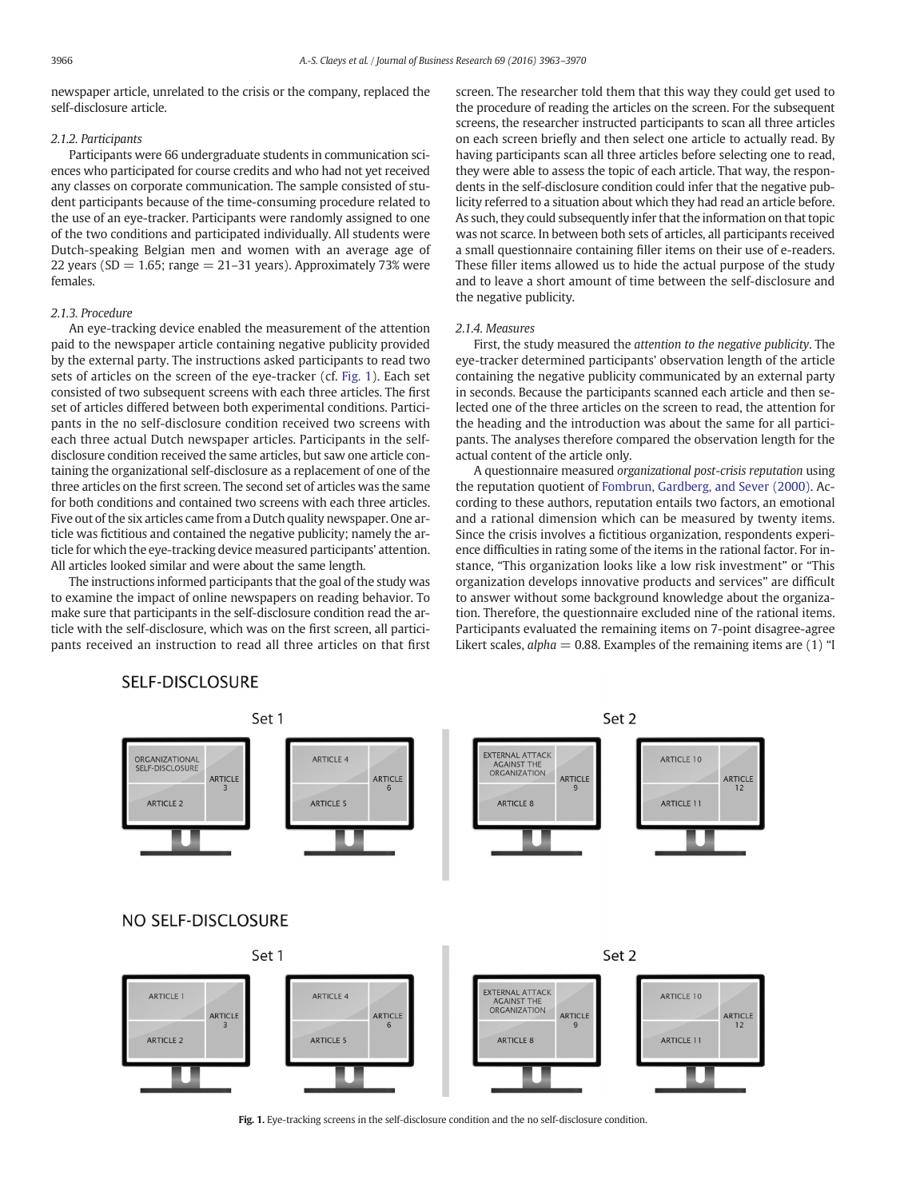newspaper article, unrelated to the crisis or the company, replaced the self-disclosure article.

### 2.1.2. Participants

Participants were 66 undergraduate students in communication sciences who participated for course credits and who had not yet received any classes on corporate communication. The sample consisted of student participants because of the time-consuming procedure related to the use of an eye-tracker. Participants were randomly assigned to one of the two conditions and participated individually. All students were Dutch-speaking Belgian men and women with an average age of 22 years (SD = 1.65; range = 21–31 years). Approximately 73% were females.

### 2.1.3. Procedure

An eye-tracking device enabled the measurement of the attention paid to the newspaper article containing negative publicity provided by the external party. The instructions asked participants to read two sets of articles on the screen of the eye-tracker (cf. Fig. 1). Each set consisted of two subsequent screens with each three articles. The first set of articles differed between both experimental conditions. Participants in the no self-disclosure condition received two screens with each three actual Dutch newspaper articles. Participants in the self-disclosure condition received the same articles, but saw one article containing the organizational self-disclosure as a replacement of one of the three articles on the first screen. The second set of articles was the same for both conditions and contained two screens with each three articles. Five out of the six articles came from a Dutch quality newspaper. One article was fictitious and contained the negative publicity; namely the article for which the eye-tracking device measured participants' attention. All articles looked similar and were about the same length.

The instructions informed participants that the goal of the study was to examine the impact of online newspapers on reading behavior. To make sure that participants in the self-disclosure condition read the article with the self-disclosure, which was on the first screen, all participants received an instruction to read all three articles on that first screen. The researcher told them that this way they could get used to the procedure of reading the articles on the screen. For the subsequent screens, the researcher instructed participants to scan all three articles on each screen briefly and then select one article to actually read. By having participants scan all three articles before selecting one to read, they were able to assess the topic of each article. That way, the respondents in the self-disclosure condition could infer that the negative publicity referred to a situation about which they had read an article before. As such, they could subsequently infer that the information on that topic was not scarce. In between both sets of articles, all participants received a small questionnaire containing filler items on their use of e-readers. These filler items allowed us to hide the actual purpose of the study and to leave a short amount of time between the self-disclosure and the negative publicity.

### 2.1.4. Measures

First, the study measured the *attention to the negative publicity*. The eye-tracker determined participants' observation length of the article containing the negative publicity communicated by an external party in seconds. Because the participants scanned each article and then selected one of the three articles on the screen to read, the attention for the heading and the introduction was about the same for all participants. The analyses therefore compared the observation length for the actual content of the article only.

A questionnaire measured *organizational post-crisis reputation* using the reputation quotient of Fombrun, Gardberg, and Sever (2000). According to these authors, reputation entails two factors, an emotional and a rational dimension which can be measured by twenty items. Since the crisis involves a fictitious organization, respondents experience difficulties in rating some of the items in the rational factor. For instance, "This organization looks like a low risk investment" or "This organization develops innovative products and services" are difficult to answer without some background knowledge about the organization. Therefore, the questionnaire excluded nine of the rational items. Participants evaluated the remaining items on 7-point disagree-agree Likert scales, *alpha* = 0.88. Examples of the remaining items are (1) "I

SELF-DISCLOSURE

Set 1

ORGANIZATIONAL SELF-DISCLOSURE | ARTICLE 2 | ARTICLE 3

ARTICLE 4 | ARTICLE 5 | ARTICLE 6

Set 2

EXTERNAL ATTACK AGAINST THE ORGANIZATION | ARTICLE 8 | ARTICLE 9

ARTICLE 10 | ARTICLE 11 | ARTICLE 12

NO SELF-DISCLOSURE

Set 1

ARTICLE 1 | ARTICLE 2 | ARTICLE 3

ARTICLE 4 | ARTICLE 5 | ARTICLE 6

Set 2

EXTERNAL ATTACK AGAINST THE ORGANIZATION | ARTICLE 8 | ARTICLE 9

ARTICLE 10 | ARTICLE 11 | ARTICLE 12

**Fig. 1.** Eye-tracking screens in the self-disclosure condition and the no self-disclosure condition.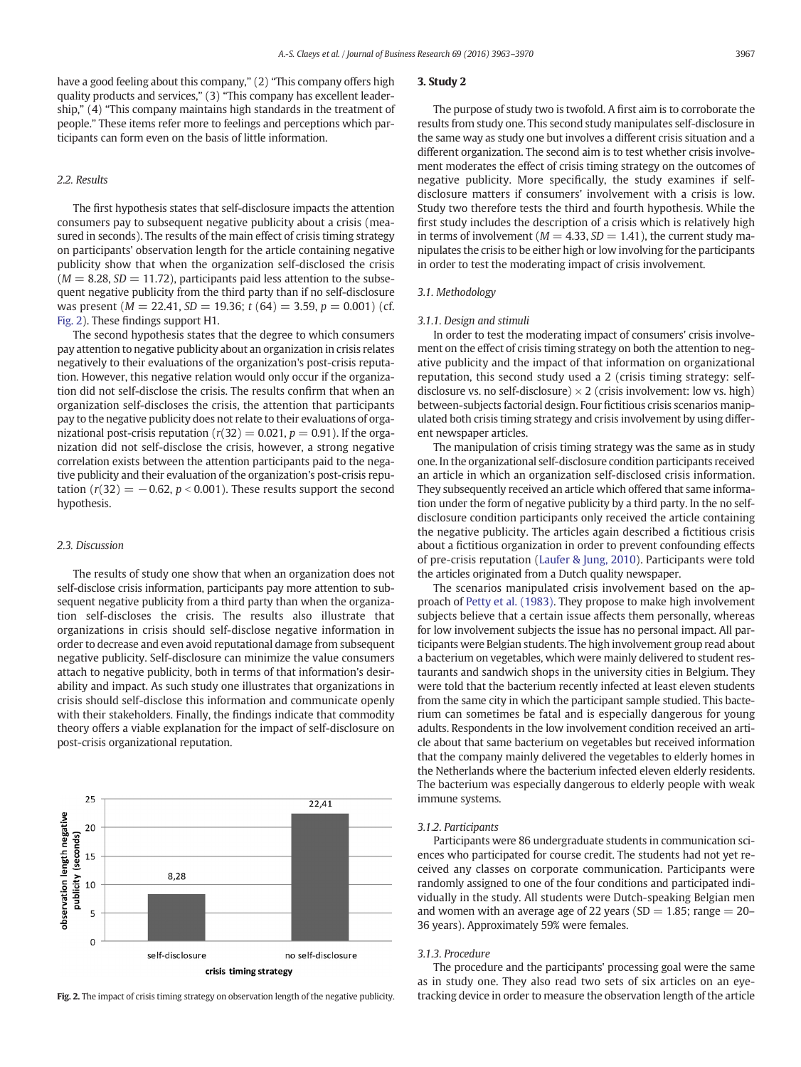have a good feeling about this company," (2) "This company offers high quality products and services," (3) "This company has excellent leadership," (4) "This company maintains high standards in the treatment of people." These items refer more to feelings and perceptions which participants can form even on the basis of little information.

### 2.2. Results

The first hypothesis states that self-disclosure impacts the attention consumers pay to subsequent negative publicity about a crisis (measured in seconds). The results of the main effect of crisis timing strategy on participants' observation length for the article containing negative publicity show that when the organization self-disclosed the crisis ($M = 8.28$, $SD = 11.72$), participants paid less attention to the subsequent negative publicity from the third party than if no self-disclosure was present ($M = 22.41$, $SD = 19.36$; $t\,(64) = 3.59$, $p = 0.001$) (cf. Fig. 2). These findings support H1.

The second hypothesis states that the degree to which consumers pay attention to negative publicity about an organization in crisis relates negatively to their evaluations of the organization's post-crisis reputation. However, this negative relation would only occur if the organization did not self-disclose the crisis. The results confirm that when an organization self-discloses the crisis, the attention that participants pay to the negative publicity does not relate to their evaluations of organizational post-crisis reputation ($r(32) = 0.021$, $p = 0.91$). If the organization did not self-disclose the crisis, however, a strong negative correlation exists between the attention participants paid to the negative publicity and their evaluation of the organization's post-crisis reputation ($r(32) = -0.62$, $p < 0.001$). These results support the second hypothesis.

### 2.3. Discussion

The results of study one show that when an organization does not self-disclose crisis information, participants pay more attention to subsequent negative publicity from a third party than when the organization self-discloses the crisis. The results also illustrate that organizations in crisis should self-disclose negative information in order to decrease and even avoid reputational damage from subsequent negative publicity. Self-disclosure can minimize the value consumers attach to negative publicity, both in terms of that information's desirability and impact. As such study one illustrates that organizations in crisis should self-disclose this information and communicate openly with their stakeholders. Finally, the findings indicate that commodity theory offers a viable explanation for the impact of self-disclosure on post-crisis organizational reputation.

observation length negative publicity (seconds)
25
20
15
10
5
0
8,28
22,41
self-disclosure
no self-disclosure
crisis timing strategy

**Fig. 2.** The impact of crisis timing strategy on observation length of the negative publicity.

## 3. Study 2

The purpose of study two is twofold. A first aim is to corroborate the results from study one. This second study manipulates self-disclosure in the same way as study one but involves a different crisis situation and a different organization. The second aim is to test whether crisis involvement moderates the effect of crisis timing strategy on the outcomes of negative publicity. More specifically, the study examines if self-disclosure matters if consumers' involvement with a crisis is low. Study two therefore tests the third and fourth hypothesis. While the first study includes the description of a crisis which is relatively high in terms of involvement ($M = 4.33$, $SD = 1.41$), the current study manipulates the crisis to be either high or low involving for the participants in order to test the moderating impact of crisis involvement.

### 3.1. Methodology

#### 3.1.1. Design and stimuli

In order to test the moderating impact of consumers' crisis involvement on the effect of crisis timing strategy on both the attention to negative publicity and the impact of that information on organizational reputation, this second study used a 2 (crisis timing strategy: self-disclosure vs. no self-disclosure) × 2 (crisis involvement: low vs. high) between-subjects factorial design. Four fictitious crisis scenarios manipulated both crisis timing strategy and crisis involvement by using different newspaper articles.

The manipulation of crisis timing strategy was the same as in study one. In the organizational self-disclosure condition participants received an article in which an organization self-disclosed crisis information. They subsequently received an article which offered that same information under the form of negative publicity by a third party. In the no self-disclosure condition participants only received the article containing the negative publicity. The articles again described a fictitious crisis about a fictitious organization in order to prevent confounding effects of pre-crisis reputation (Laufer & Jung, 2010). Participants were told the articles originated from a Dutch quality newspaper.

The scenarios manipulated crisis involvement based on the approach of Petty et al. (1983). They propose to make high involvement subjects believe that a certain issue affects them personally, whereas for low involvement subjects the issue has no personal impact. All participants were Belgian students. The high involvement group read about a bacterium on vegetables, which were mainly delivered to student restaurants and sandwich shops in the university cities in Belgium. They were told that the bacterium recently infected at least eleven students from the same city in which the participant sample studied. This bacterium can sometimes be fatal and is especially dangerous for young adults. Respondents in the low involvement condition received an article about that same bacterium on vegetables but received information that the company mainly delivered the vegetables to elderly homes in the Netherlands where the bacterium infected eleven elderly residents. The bacterium was especially dangerous to elderly people with weak immune systems.

#### 3.1.2. Participants

Participants were 86 undergraduate students in communication sciences who participated for course credit. The students had not yet received any classes on corporate communication. Participants were randomly assigned to one of the four conditions and participated individually in the study. All students were Dutch-speaking Belgian men and women with an average age of 22 years (SD = 1.85; range = 20–36 years). Approximately 59% were females.

#### 3.1.3. Procedure

The procedure and the participants' processing goal were the same as in study one. They also read two sets of six articles on an eye-tracking device in order to measure the observation length of the article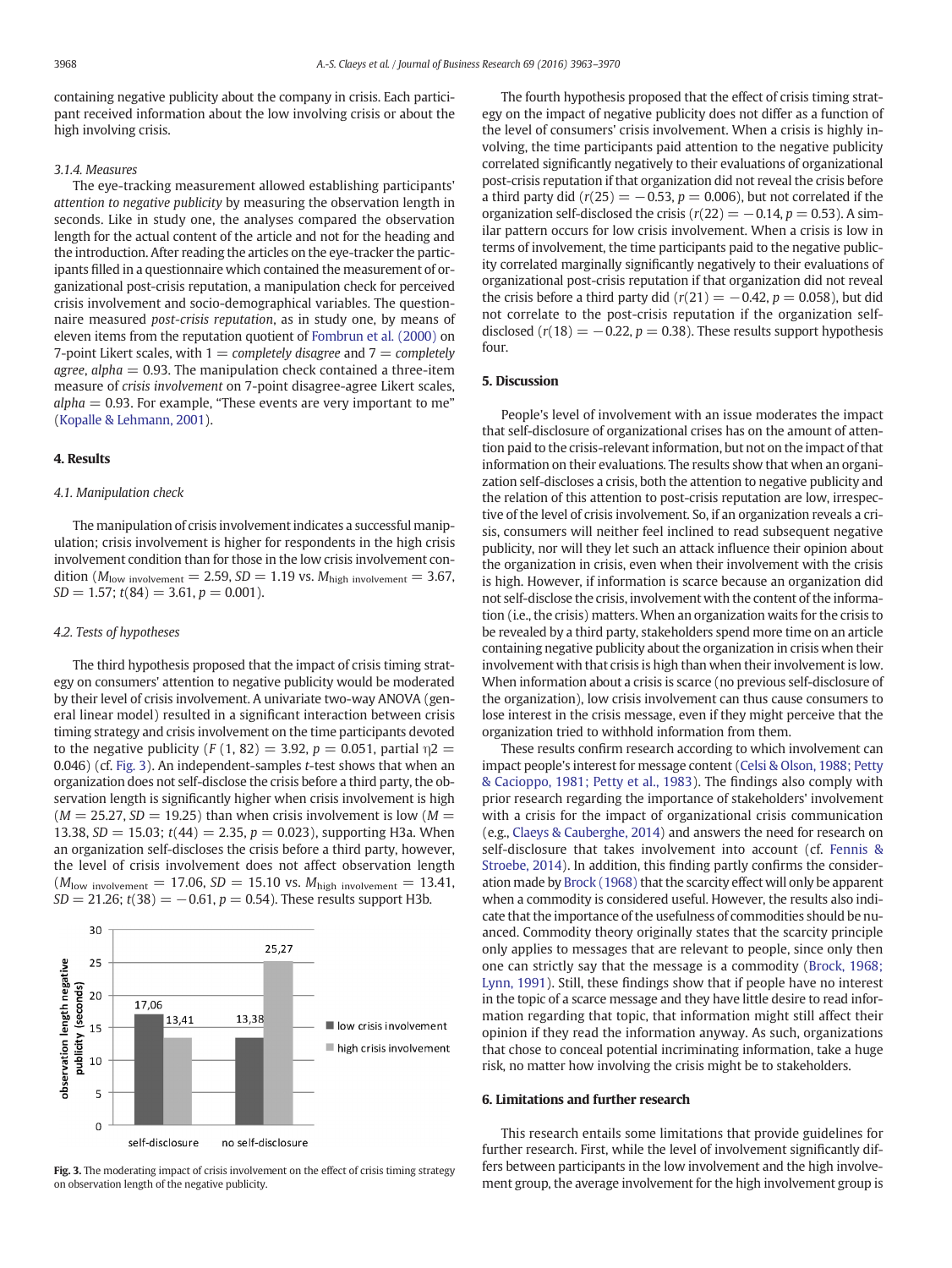containing negative publicity about the company in crisis. Each participant received information about the low involving crisis or about the high involving crisis.

*3.1.4. Measures*

The eye-tracking measurement allowed establishing participants' *attention to negative publicity* by measuring the observation length in seconds. Like in study one, the analyses compared the observation length for the actual content of the article and not for the heading and the introduction. After reading the articles on the eye-tracker the participants filled in a questionnaire which contained the measurement of organizational post-crisis reputation, a manipulation check for perceived crisis involvement and socio-demographical variables. The questionnaire measured *post-crisis reputation*, as in study one, by means of eleven items from the reputation quotient of Fombrun et al. (2000) on 7-point Likert scales, with 1 = *completely disagree* and 7 = *completely agree*, *alpha* = 0.93. The manipulation check contained a three-item measure of *crisis involvement* on 7-point disagree-agree Likert scales, *alpha* = 0.93. For example, "These events are very important to me" (Kopalle & Lehmann, 2001).

## 4. Results

### 4.1. Manipulation check

The manipulation of crisis involvement indicates a successful manipulation; crisis involvement is higher for respondents in the high crisis involvement condition than for those in the low crisis involvement condition ($M_{\text{low involvement}} = 2.59$, $SD = 1.19$ vs. $M_{\text{high involvement}} = 3.67$, $SD = 1.57$; $t(84) = 3.61$, $p = 0.001$).

### 4.2. Tests of hypotheses

The third hypothesis proposed that the impact of crisis timing strategy on consumers' attention to negative publicity would be moderated by their level of crisis involvement. A univariate two-way ANOVA (general linear model) resulted in a significant interaction between crisis timing strategy and crisis involvement on the time participants devoted to the negative publicity ($F\,(1, 82) = 3.92$, $p = 0.051$, partial $\eta2 = 0.046$) (cf. Fig. 3). An independent-samples $t$-test shows that when an organization does not self-disclose the crisis before a third party, the observation length is significantly higher when crisis involvement is high ($M = 25.27$, $SD = 19.25$) than when crisis involvement is low ($M = 13.38$, $SD = 15.03$; $t(44) = 2.35$, $p = 0.023$), supporting H3a. When an organization self-discloses the crisis before a third party, however, the level of crisis involvement does not affect observation length ($M_{\text{low involvement}} = 17.06$, $SD = 15.10$ vs. $M_{\text{high involvement}} = 13.41$, $SD = 21.26$; $t(38) = -0.61$, $p = 0.54$). These results support H3b.

observation length negative publicity (seconds)
30
25
20
15
10
5
0
17,06
13,41
13,38
25,27
self-disclosure
no self-disclosure
low crisis involvement
high crisis involvement

**Fig. 3.** The moderating impact of crisis involvement on the effect of crisis timing strategy on observation length of the negative publicity.

The fourth hypothesis proposed that the effect of crisis timing strategy on the impact of negative publicity does not differ as a function of the level of consumers' crisis involvement. When a crisis is highly involving, the time participants paid attention to the negative publicity correlated significantly negatively to their evaluations of organizational post-crisis reputation if that organization did not reveal the crisis before a third party did ($r(25) = -0.53$, $p = 0.006$), but not correlated if the organization self-disclosed the crisis ($r(22) = -0.14$, $p = 0.53$). A similar pattern occurs for low crisis involvement. When a crisis is low in terms of involvement, the time participants paid to the negative publicity correlated marginally significantly negatively to their evaluations of organizational post-crisis reputation if that organization did not reveal the crisis before a third party did ($r(21) = -0.42$, $p = 0.058$), but did not correlate to the post-crisis reputation if the organization self-disclosed ($r(18) = -0.22$, $p = 0.38$). These results support hypothesis four.

## 5. Discussion

People's level of involvement with an issue moderates the impact that self-disclosure of organizational crises has on the amount of attention paid to the crisis-relevant information, but not on the impact of that information on their evaluations. The results show that when an organization self-discloses a crisis, both the attention to negative publicity and the relation of this attention to post-crisis reputation are low, irrespective of the level of crisis involvement. So, if an organization reveals a crisis, consumers will neither feel inclined to read subsequent negative publicity, nor will they let such an attack influence their opinion about the organization in crisis, even when their involvement with the crisis is high. However, if information is scarce because an organization did not self-disclose the crisis, involvement with the content of the information (i.e., the crisis) matters. When an organization waits for the crisis to be revealed by a third party, stakeholders spend more time on an article containing negative publicity about the organization in crisis when their involvement with that crisis is high than when their involvement is low. When information about a crisis is scarce (no previous self-disclosure of the organization), low crisis involvement can thus cause consumers to lose interest in the crisis message, even if they might perceive that the organization tried to withhold information from them.

These results confirm research according to which involvement can impact people's interest for message content (Celsi & Olson, 1988; Petty & Cacioppo, 1981; Petty et al., 1983). The findings also comply with prior research regarding the importance of stakeholders' involvement with a crisis for the impact of organizational crisis communication (e.g., Claeys & Cauberghe, 2014) and answers the need for research on self-disclosure that takes involvement into account (cf. Fennis & Stroebe, 2014). In addition, this finding partly confirms the consideration made by Brock (1968) that the scarcity effect will only be apparent when a commodity is considered useful. However, the results also indicate that the importance of the usefulness of commodities should be nuanced. Commodity theory originally states that the scarcity principle only applies to messages that are relevant to people, since only then one can strictly say that the message is a commodity (Brock, 1968; Lynn, 1991). Still, these findings show that if people have no interest in the topic of a scarce message and they have little desire to read information regarding that topic, that information might still affect their opinion if they read the information anyway. As such, organizations that chose to conceal potential incriminating information, take a huge risk, no matter how involving the crisis might be to stakeholders.

## 6. Limitations and further research

This research entails some limitations that provide guidelines for further research. First, while the level of involvement significantly differs between participants in the low involvement and the high involvement group, the average involvement for the high involvement group is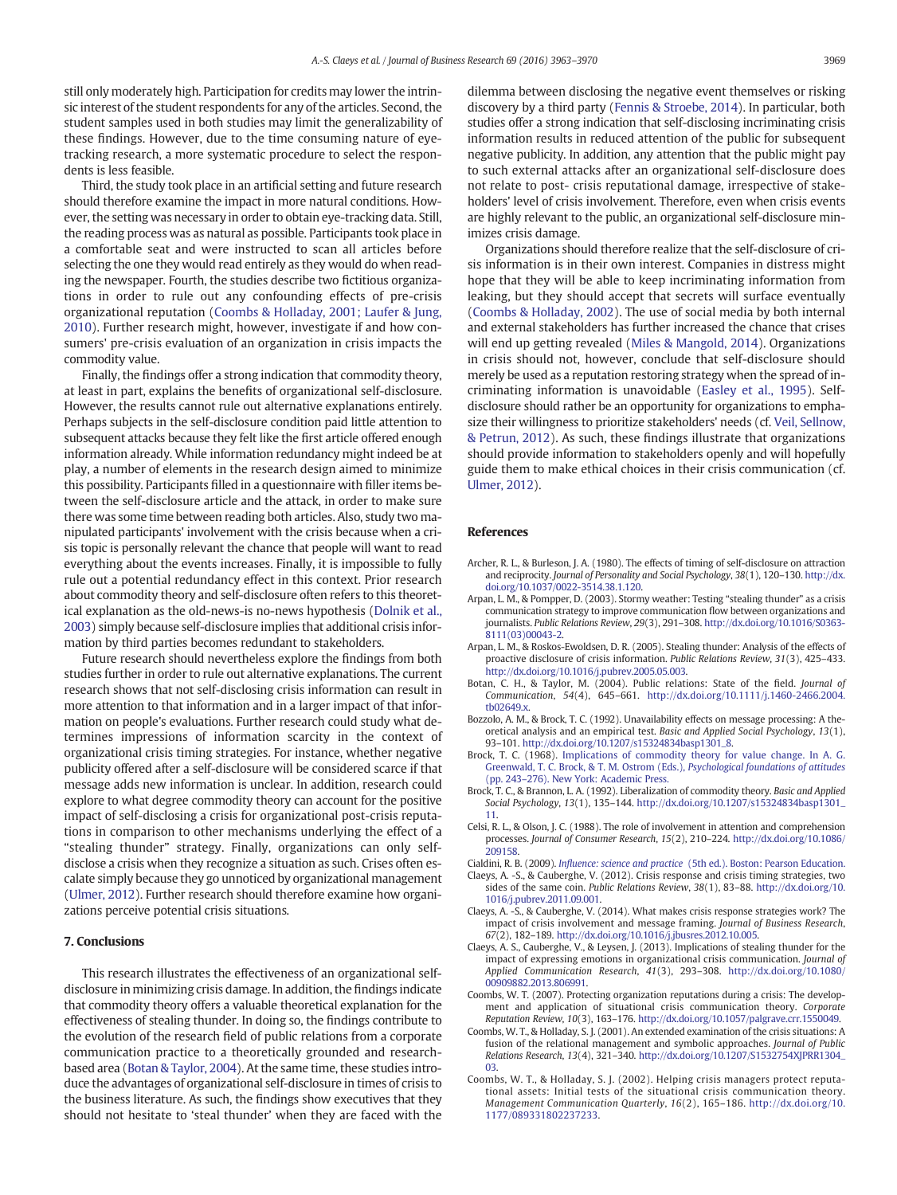still only moderately high. Participation for credits may lower the intrinsic interest of the student respondents for any of the articles. Second, the student samples used in both studies may limit the generalizability of these findings. However, due to the time consuming nature of eye-tracking research, a more systematic procedure to select the respondents is less feasible.

Third, the study took place in an artificial setting and future research should therefore examine the impact in more natural conditions. However, the setting was necessary in order to obtain eye-tracking data. Still, the reading process was as natural as possible. Participants took place in a comfortable seat and were instructed to scan all articles before selecting the one they would read entirely as they would do when reading the newspaper. Fourth, the studies describe two fictitious organizations in order to rule out any confounding effects of pre-crisis organizational reputation (Coombs & Holladay, 2001; Laufer & Jung, 2010). Further research might, however, investigate if and how consumers' pre-crisis evaluation of an organization in crisis impacts the commodity value.

Finally, the findings offer a strong indication that commodity theory, at least in part, explains the benefits of organizational self-disclosure. However, the results cannot rule out alternative explanations entirely. Perhaps subjects in the self-disclosure condition paid little attention to subsequent attacks because they felt like the first article offered enough information already. While information redundancy might indeed be at play, a number of elements in the research design aimed to minimize this possibility. Participants filled in a questionnaire with filler items between the self-disclosure article and the attack, in order to make sure there was some time between reading both articles. Also, study two manipulated participants' involvement with the crisis because when a crisis topic is personally relevant the chance that people will want to read everything about the events increases. Finally, it is impossible to fully rule out a potential redundancy effect in this context. Prior research about commodity theory and self-disclosure often refers to this theoretical explanation as the old-news-is no-news hypothesis (Dolnik et al., 2003) simply because self-disclosure implies that additional crisis information by third parties becomes redundant to stakeholders.

Future research should nevertheless explore the findings from both studies further in order to rule out alternative explanations. The current research shows that not self-disclosing crisis information can result in more attention to that information and in a larger impact of that information on people's evaluations. Further research could study what determines impressions of information scarcity in the context of organizational crisis timing strategies. For instance, whether negative publicity offered after a self-disclosure will be considered scarce if that message adds new information is unclear. In addition, research could explore to what degree commodity theory can account for the positive impact of self-disclosing a crisis for organizational post-crisis reputations in comparison to other mechanisms underlying the effect of a "stealing thunder" strategy. Finally, organizations can only self-disclose a crisis when they recognize a situation as such. Crises often escalate simply because they go unnoticed by organizational management (Ulmer, 2012). Further research should therefore examine how organizations perceive potential crisis situations.

## 7. Conclusions

This research illustrates the effectiveness of an organizational self-disclosure in minimizing crisis damage. In addition, the findings indicate that commodity theory offers a valuable theoretical explanation for the effectiveness of stealing thunder. In doing so, the findings contribute to the evolution of the research field of public relations from a corporate communication practice to a theoretically grounded and research-based area (Botan & Taylor, 2004). At the same time, these studies introduce the advantages of organizational self-disclosure in times of crisis to the business literature. As such, the findings show executives that they should not hesitate to 'steal thunder' when they are faced with the dilemma between disclosing the negative event themselves or risking discovery by a third party (Fennis & Stroebe, 2014). In particular, both studies offer a strong indication that self-disclosing incriminating crisis information results in reduced attention of the public for subsequent negative publicity. In addition, any attention that the public might pay to such external attacks after an organizational self-disclosure does not relate to post- crisis reputational damage, irrespective of stakeholders' level of crisis involvement. Therefore, even when crisis events are highly relevant to the public, an organizational self-disclosure minimizes crisis damage.

Organizations should therefore realize that the self-disclosure of crisis information is in their own interest. Companies in distress might hope that they will be able to keep incriminating information from leaking, but they should accept that secrets will surface eventually (Coombs & Holladay, 2002). The use of social media by both internal and external stakeholders has further increased the chance that crises will end up getting revealed (Miles & Mangold, 2014). Organizations in crisis should not, however, conclude that self-disclosure should merely be used as a reputation restoring strategy when the spread of incriminating information is unavoidable (Easley et al., 1995). Self-disclosure should rather be an opportunity for organizations to emphasize their willingness to prioritize stakeholders' needs (cf. Veil, Sellnow, & Petrun, 2012). As such, these findings illustrate that organizations should provide information to stakeholders openly and will hopefully guide them to make ethical choices in their crisis communication (cf. Ulmer, 2012).

## References

Archer, R. L., & Burleson, J. A. (1980). The effects of timing of self-disclosure on attraction and reciprocity. *Journal of Personality and Social Psychology*, *38*(1), 120–130. http://dx.doi.org/10.1037/0022-3514.38.1.120.

Arpan, L. M., & Pompper, D. (2003). Stormy weather: Testing "stealing thunder" as a crisis communication strategy to improve communication flow between organizations and journalists. *Public Relations Review*, *29*(3), 291–308. http://dx.doi.org/10.1016/S0363-8111(03)00043-2.

Arpan, L. M., & Roskos-Ewoldsen, D. R. (2005). Stealing thunder: Analysis of the effects of proactive disclosure of crisis information. *Public Relations Review*, *31*(3), 425–433. http://dx.doi.org/10.1016/j.pubrev.2005.05.003.

Botan, C. H., & Taylor, M. (2004). Public relations: State of the field. *Journal of Communication*, *54*(4), 645–661. http://dx.doi.org/10.1111/j.1460-2466.2004.tb02649.x.

Bozzolo, A. M., & Brock, T. C. (1992). Unavailability effects on message processing: A theoretical analysis and an empirical test. *Basic and Applied Social Psychology*, *13*(1), 93–101. http://dx.doi.org/10.1207/s15324834basp1301_8.

Brock, T. C. (1968). Implications of commodity theory for value change. In A. G. Greenwald, T. C. Brock, & T. M. Ostrom (Eds.), *Psychological foundations of attitudes* (pp. 243–276). New York: Academic Press.

Brock, T. C., & Brannon, L. A. (1992). Liberalization of commodity theory. *Basic and Applied Social Psychology*, *13*(1), 135–144. http://dx.doi.org/10.1207/s15324834basp1301_11.

Celsi, R. L., & Olson, J. C. (1988). The role of involvement in attention and comprehension processes. *Journal of Consumer Research*, *15*(2), 210–224. http://dx.doi.org/10.1086/209158.

Cialdini, R. B. (2009). *Influence: science and practice* (5th ed.). Boston: Pearson Education.

Claeys, A. -S., & Cauberghe, V. (2012). Crisis response and crisis timing strategies, two sides of the same coin. *Public Relations Review*, *38*(1), 83–88. http://dx.doi.org/10.1016/j.pubrev.2011.09.001.

Claeys, A. -S., & Cauberghe, V. (2014). What makes crisis response strategies work? The impact of crisis involvement and message framing. *Journal of Business Research*, *67*(2), 182–189. http://dx.doi.org/10.1016/j.jbusres.2012.10.005.

Claeys, A. S., Cauberghe, V., & Leysen, J. (2013). Implications of stealing thunder for the impact of expressing emotions in organizational crisis communication. *Journal of Applied Communication Research*, *41*(3), 293–308. http://dx.doi.org/10.1080/00909882.2013.806991.

Coombs, W. T. (2007). Protecting organization reputations during a crisis: The development and application of situational crisis communication theory. *Corporate Reputation Review*, *10*(3), 163–176. http://dx.doi.org/10.1057/palgrave.crr.1550049.

Coombs, W. T., & Holladay, S. J. (2001). An extended examination of the crisis situations: A fusion of the relational management and symbolic approaches. *Journal of Public Relations Research*, *13*(4), 321–340. http://dx.doi.org/10.1207/S1532754XJPRR1304_03.

Coombs, W. T., & Holladay, S. J. (2002). Helping crisis managers protect reputational assets: Initial tests of the situational crisis communication theory. *Management Communication Quarterly*, *16*(2), 165–186. http://dx.doi.org/10.1177/089331802237233.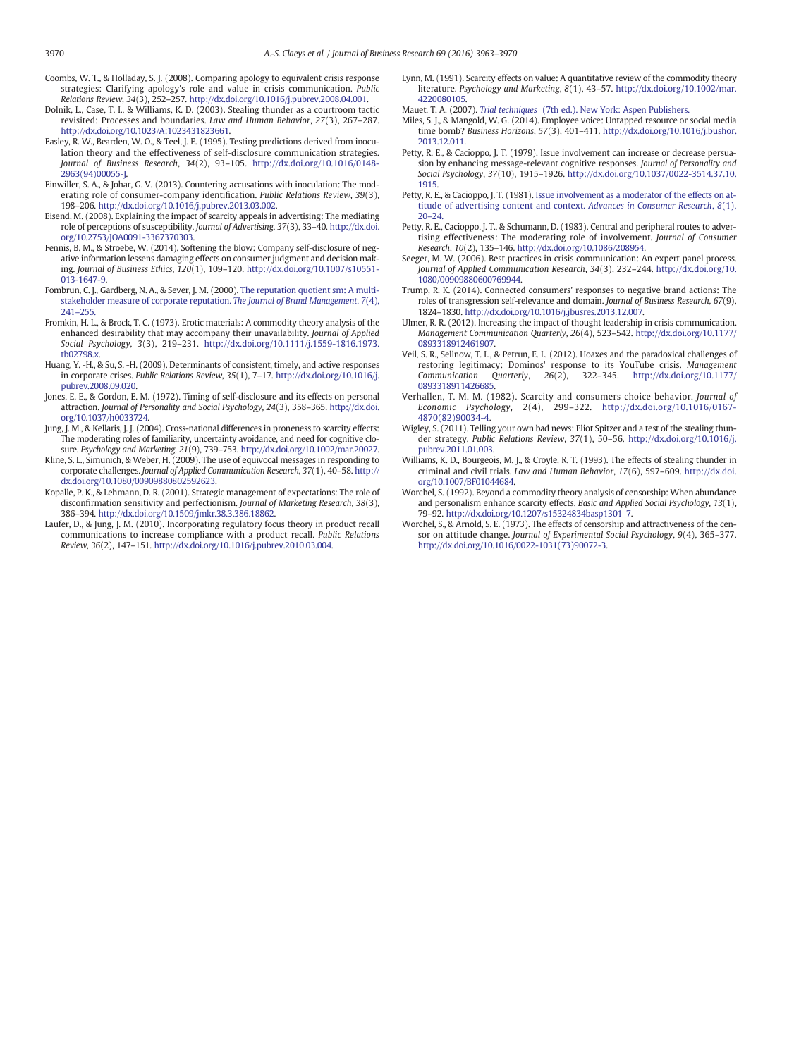Coombs, W. T., & Holladay, S. J. (2008). Comparing apology to equivalent crisis response strategies: Clarifying apology's role and value in crisis communication. *Public Relations Review*, *34*(3), 252–257. http://dx.doi.org/10.1016/j.pubrev.2008.04.001.

Dolnik, L., Case, T. I., & Williams, K. D. (2003). Stealing thunder as a courtroom tactic revisited: Processes and boundaries. *Law and Human Behavior*, *27*(3), 267–287. http://dx.doi.org/10.1023/A:1023431823661.

Easley, R. W., Bearden, W. O., & Teel, J. E. (1995). Testing predictions derived from inoculation theory and the effectiveness of self-disclosure communication strategies. *Journal of Business Research*, *34*(2), 93–105. http://dx.doi.org/10.1016/0148-2963(94)00055-J.

Einwiller, S. A., & Johar, G. V. (2013). Countering accusations with inoculation: The moderating role of consumer-company identification. *Public Relations Review*, *39*(3), 198–206. http://dx.doi.org/10.1016/j.pubrev.2013.03.002.

Eisend, M. (2008). Explaining the impact of scarcity appeals in advertising: The mediating role of perceptions of susceptibility. *Journal of Advertising*, *37*(3), 33–40. http://dx.doi.org/10.2753/JOA0091-3367370303.

Fennis, B. M., & Stroebe, W. (2014). Softening the blow: Company self-disclosure of negative information lessens damaging effects on consumer judgment and decision making. *Journal of Business Ethics*, *120*(1), 109–120. http://dx.doi.org/10.1007/s10551-013-1647-9.

Fombrun, C. J., Gardberg, N. A., & Sever, J. M. (2000). The reputation quotient sm: A multi-stakeholder measure of corporate reputation. *The Journal of Brand Management*, *7*(4), 241–255.

Fromkin, H. L., & Brock, T. C. (1973). Erotic materials: A commodity theory analysis of the enhanced desirability that may accompany their unavailability. *Journal of Applied Social Psychology*, *3*(3), 219–231. http://dx.doi.org/10.1111/j.1559-1816.1973.tb02798.x.

Huang, Y. -H., & Su, S. -H. (2009). Determinants of consistent, timely, and active responses in corporate crises. *Public Relations Review*, *35*(1), 7–17. http://dx.doi.org/10.1016/j.pubrev.2008.09.020.

Jones, E. E., & Gordon, E. M. (1972). Timing of self-disclosure and its effects on personal attraction. *Journal of Personality and Social Psychology*, *24*(3), 358–365. http://dx.doi.org/10.1037/h0033724.

Jung, J. M., & Kellaris, J. J. (2004). Cross-national differences in proneness to scarcity effects: The moderating roles of familiarity, uncertainty avoidance, and need for cognitive closure. *Psychology and Marketing*, *21*(9), 739–753. http://dx.doi.org/10.1002/mar.20027.

Kline, S. L., Simunich, B., & Weber, H. (2009). The use of equivocal messages in responding to corporate challenges. *Journal of Applied Communication Research*, *37*(1), 40–58. http://dx.doi.org/10.1080/00909880802592623.

Kopalle, P. K., & Lehmann, D. R. (2001). Strategic management of expectations: The role of disconfirmation sensitivity and perfectionism. *Journal of Marketing Research*, *38*(3), 386–394. http://dx.doi.org/10.1509/jmkr.38.3.386.18862.

Laufer, D., & Jung, J. M. (2010). Incorporating regulatory focus theory in product recall communications to increase compliance with a product recall. *Public Relations Review*, *36*(2), 147–151. http://dx.doi.org/10.1016/j.pubrev.2010.03.004.

Lynn, M. (1991). Scarcity effects on value: A quantitative review of the commodity theory literature. *Psychology and Marketing*, *8*(1), 43–57. http://dx.doi.org/10.1002/mar.4220080105.

Mauet, T. A. (2007). *Trial techniques* (7th ed.). New York: Aspen Publishers.

Miles, S. J., & Mangold, W. G. (2014). Employee voice: Untapped resource or social media time bomb? *Business Horizons*, *57*(3), 401–411. http://dx.doi.org/10.1016/j.bushor.2013.12.011.

Petty, R. E., & Cacioppo, J. T. (1979). Issue involvement can increase or decrease persuasion by enhancing message-relevant cognitive responses. *Journal of Personality and Social Psychology*, *37*(10), 1915–1926. http://dx.doi.org/10.1037/0022-3514.37.10.1915.

Petty, R. E., & Cacioppo, J. T. (1981). Issue involvement as a moderator of the effects on attitude of advertising content and context. *Advances in Consumer Research*, *8*(1), 20–24.

Petty, R. E., Cacioppo, J. T., & Schumann, D. (1983). Central and peripheral routes to advertising effectiveness: The moderating role of involvement. *Journal of Consumer Research*, *10*(2), 135–146. http://dx.doi.org/10.1086/208954.

Seeger, M. W. (2006). Best practices in crisis communication: An expert panel process. *Journal of Applied Communication Research*, *34*(3), 232–244. http://dx.doi.org/10.1080/00909880600769944.

Trump, R. K. (2014). Connected consumers' responses to negative brand actions: The roles of transgression self-relevance and domain. *Journal of Business Research*, *67*(9), 1824–1830. http://dx.doi.org/10.1016/j.jbusres.2013.12.007.

Ulmer, R. R. (2012). Increasing the impact of thought leadership in crisis communication. *Management Communication Quarterly*, *26*(4), 523–542. http://dx.doi.org/10.1177/0893318912461907.

Veil, S. R., Sellnow, T. L., & Petrun, E. L. (2012). Hoaxes and the paradoxical challenges of restoring legitimacy: Dominos' response to its YouTube crisis. *Management Communication Quarterly*, *26*(2), 322–345. http://dx.doi.org/10.1177/0893318911426685.

Verhallen, T. M. M. (1982). Scarcity and consumers choice behavior. *Journal of Economic Psychology*, *2*(4), 299–322. http://dx.doi.org/10.1016/0167-4870(82)90034-4.

Wigley, S. (2011). Telling your own bad news: Eliot Spitzer and a test of the stealing thunder strategy. *Public Relations Review*, *37*(1), 50–56. http://dx.doi.org/10.1016/j.pubrev.2011.01.003.

Williams, K. D., Bourgeois, M. J., & Croyle, R. T. (1993). The effects of stealing thunder in criminal and civil trials. *Law and Human Behavior*, *17*(6), 597–609. http://dx.doi.org/10.1007/BF01044684.

Worchel, S. (1992). Beyond a commodity theory analysis of censorship: When abundance and personalism enhance scarcity effects. *Basic and Applied Social Psychology*, *13*(1), 79–92. http://dx.doi.org/10.1207/s15324834basp1301_7.

Worchel, S., & Arnold, S. E. (1973). The effects of censorship and attractiveness of the censor on attitude change. *Journal of Experimental Social Psychology*, *9*(4), 365–377. http://dx.doi.org/10.1016/0022-1031(73)90072-3.